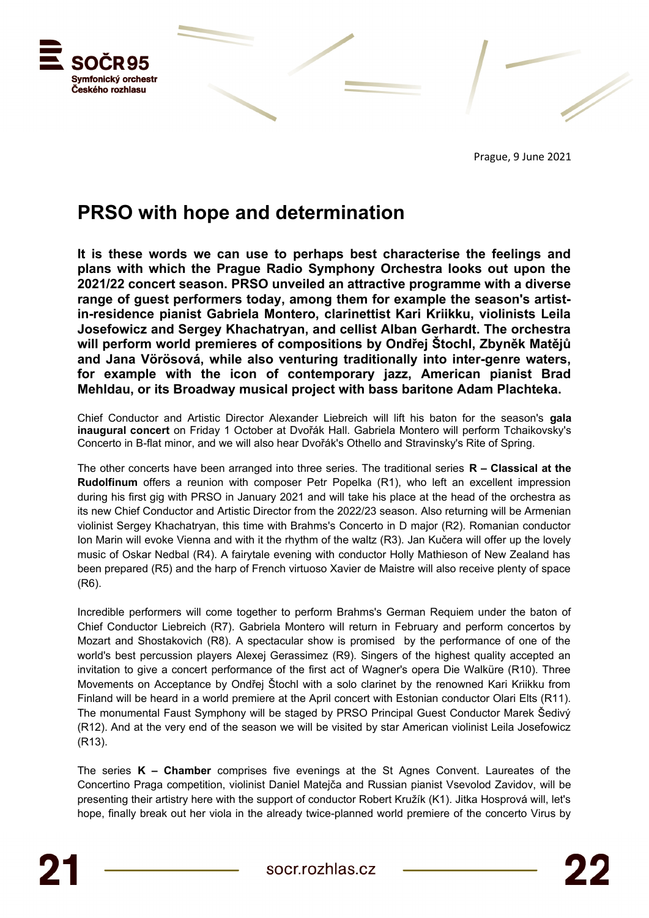Prague, 9 June 2021

# PRSO with hope and determination

**It is these words we can use to perhaps best characterise the feelings and plans with which the Prague Radio Symphony Orchestra looks out upon the 2021/22 concert season. PRSO unveiled an attractive programme with a diverse range of guest performers today, among them for example the season's artist-in-residence pianist Gabriela Montero, clarinettist Kari Kriikku, violinists Leila Josefowicz and Sergey Khachatryan, and cellist Alban Gerhardt. The orchestra will perform world premieres of compositions by Ondřej Štochl, Zbyněk Matějů and Jana Vörösová, while also venturing traditionally into inter-genre waters, for example with the icon of contemporary jazz, American pianist Brad Mehldau, or its Broadway musical project with bass baritone Adam Plachteka.**

Chief Conductor and Artistic Director Alexander Liebreich will lift his baton for the season's **gala inaugural concert** on Friday 1 October at Dvořák Hall. Gabriela Montero will perform Tchaikovsky's Concerto in B-flat minor, and we will also hear Dvořák's Othello and Stravinsky's Rite of Spring.

The other concerts have been arranged into three series. The traditional series **R – Classical at the Rudolfinum** offers a reunion with composer Petr Popelka (R1), who left an excellent impression during his first gig with PRSO in January 2021 and will take his place at the head of the orchestra as its new Chief Conductor and Artistic Director from the 2022/23 season. Also returning will be Armenian violinist Sergey Khachatryan, this time with Brahms's Concerto in D major (R2). Romanian conductor Ion Marin will evoke Vienna and with it the rhythm of the waltz (R3). Jan Kučera will offer up the lovely music of Oskar Nedbal (R4). A fairytale evening with conductor Holly Mathieson of New Zealand has been prepared (R5) and the harp of French virtuoso Xavier de Maistre will also receive plenty of space (R6).

Incredible performers will come together to perform Brahms's German Requiem under the baton of Chief Conductor Liebreich (R7). Gabriela Montero will return in February and perform concertos by Mozart and Shostakovich (R8). A spectacular show is promised by the performance of one of the world's best percussion players Alexej Gerassimez (R9). Singers of the highest quality accepted an invitation to give a concert performance of the first act of Wagner's opera Die Walküre (R10). Three Movements on Acceptance by Ondřej Štochl with a solo clarinet by the renowned Kari Kriikku from Finland will be heard in a world premiere at the April concert with Estonian conductor Olari Elts (R11). The monumental Faust Symphony will be staged by PRSO Principal Guest Conductor Marek Šedivý (R12). And at the very end of the season we will be visited by star American violinist Leila Josefowicz (R13).

The series **K – Chamber** comprises five evenings at the St Agnes Convent. Laureates of the Concertino Praga competition, violinist Daniel Matejča and Russian pianist Vsevolod Zavidov, will be presenting their artistry here with the support of conductor Robert Kružík (K1). Jitka Hosprová will, let's hope, finally break out her viola in the already twice-planned world premiere of the concerto Virus by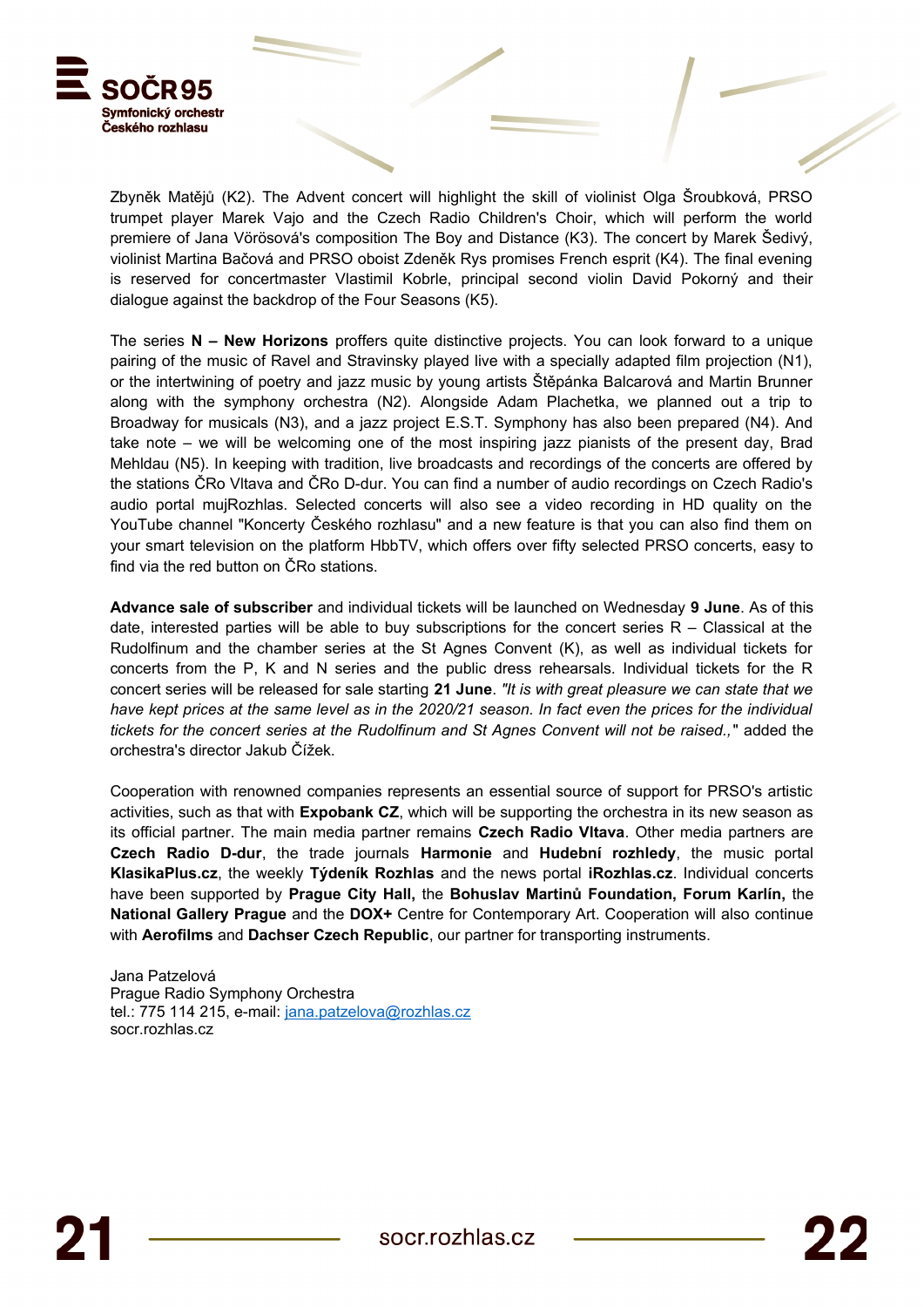Zbyněk Matějů (K2). The Advent concert will highlight the skill of violinist Olga Šroubková, PRSO trumpet player Marek Vajo and the Czech Radio Children's Choir, which will perform the world premiere of Jana Vöröšová's composition The Boy and Distance (K3). The concert by Marek Šedivý, violinist Martina Bačová and PRSO oboist Zdeněk Rys promises French esprit (K4). The final evening is reserved for concertmaster Vlastimil Kobrle, principal second violin David Pokorný and their dialogue against the backdrop of the Four Seasons (K5).

The series **N – New Horizons** proffers quite distinctive projects. You can look forward to a unique pairing of the music of Ravel and Stravinsky played live with a specially adapted film projection (N1), or the intertwining of poetry and jazz music by young artists Štěpánka Balcarová and Martin Brunner along with the symphony orchestra (N2). Alongside Adam Plachetka, we planned out a trip to Broadway for musicals (N3), and a jazz project E.S.T. Symphony has also been prepared (N4). And take note – we will be welcoming one of the most inspiring jazz pianists of the present day, Brad Mehldau (N5). In keeping with tradition, live broadcasts and recordings of the concerts are offered by the stations ČRo Vltava and ČRo D-dur. You can find a number of audio recordings on Czech Radio's audio portal mujRozhlas. Selected concerts will also see a video recording in HD quality on the YouTube channel "Koncerty Českého rozhlasu" and a new feature is that you can also find them on your smart television on the platform HbbTV, which offers over fifty selected PRSO concerts, easy to find via the red button on ČRo stations.

**Advance sale of subscriber** and individual tickets will be launched on Wednesday **9 June**. As of this date, interested parties will be able to buy subscriptions for the concert series R – Classical at the Rudolfinum and the chamber series at the St Agnes Convent (K), as well as individual tickets for concerts from the P, K and N series and the public dress rehearsals. Individual tickets for the R concert series will be released for sale starting **21 June**. *"It is with great pleasure we can state that we have kept prices at the same level as in the 2020/21 season. In fact even the prices for the individual tickets for the concert series at the Rudolfinum and St Agnes Convent will not be raised.,"* added the orchestra's director Jakub Čížek.

Cooperation with renowned companies represents an essential source of support for PRSO's artistic activities, such as that with **Expobank CZ**, which will be supporting the orchestra in its new season as its official partner. The main media partner remains **Czech Radio Vltava**. Other media partners are **Czech Radio D-dur**, the trade journals **Harmonie** and **Hudební rozhledy**, the music portal **KlasikaPlus.cz**, the weekly **Týdeník Rozhlas** and the news portal **iRozhlas.cz**. Individual concerts have been supported by **Prague City Hall,** the **Bohuslav Martinů Foundation, Forum Karlín,** the **National Gallery Prague** and the **DOX+** Centre for Contemporary Art. Cooperation will also continue with **Aerofilms** and **Dachser Czech Republic**, our partner for transporting instruments.

Jana Patzelová
Prague Radio Symphony Orchestra
tel.: 775 114 215, e-mail: jana.patzelova@rozhlas.cz
socr.rozhlas.cz